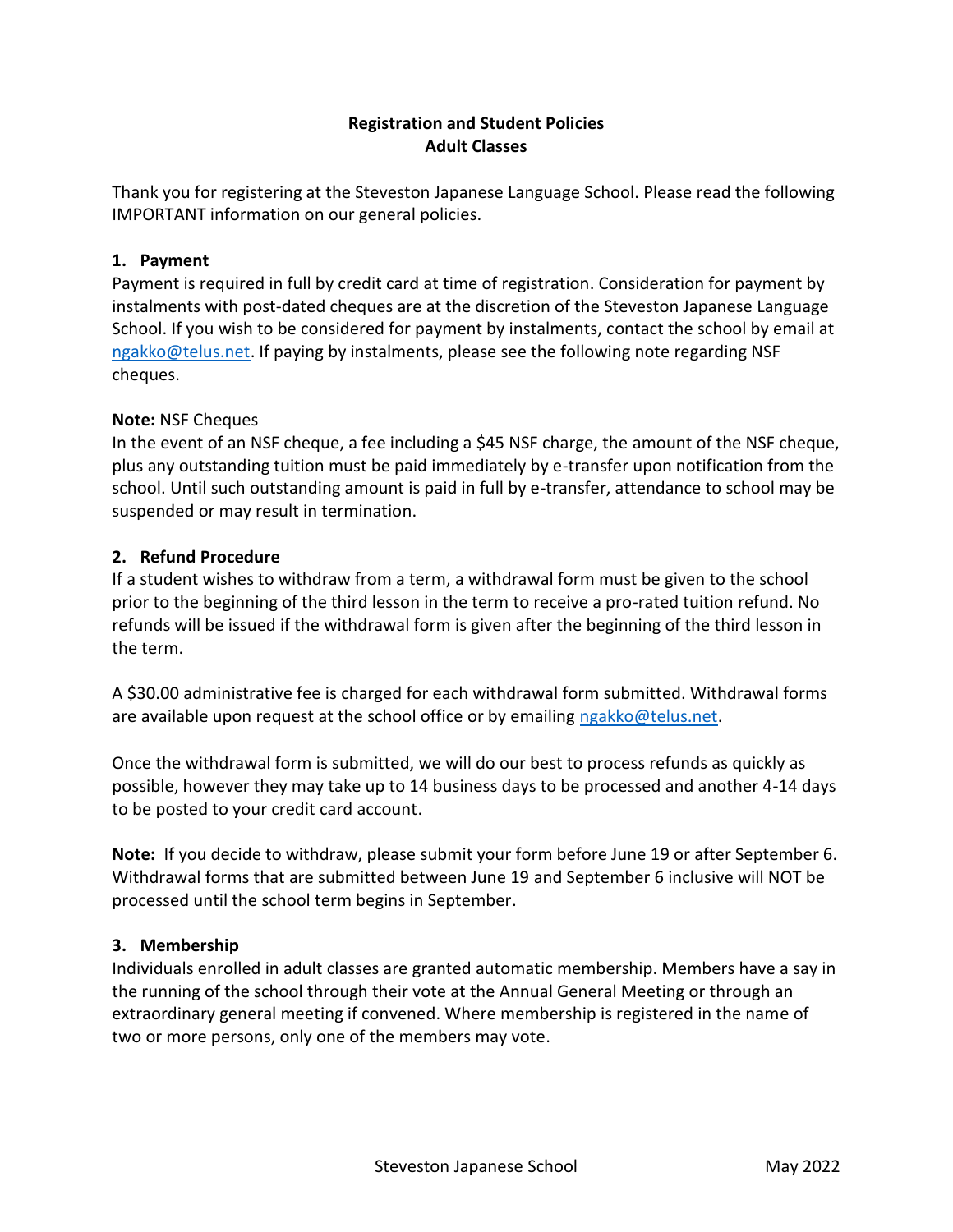# Registration and Student Policies
## Adult Classes

Thank you for registering at the Steveston Japanese Language School. Please read the following IMPORTANT information on our general policies.

### 1. Payment

Payment is required in full by credit card at time of registration. Consideration for payment by instalments with post-dated cheques are at the discretion of the Steveston Japanese Language School. If you wish to be considered for payment by instalments, contact the school by email at ngakko@telus.net. If paying by instalments, please see the following note regarding NSF cheques.

**Note:** NSF Cheques

In the event of an NSF cheque, a fee including a $45 NSF charge, the amount of the NSF cheque, plus any outstanding tuition must be paid immediately by e-transfer upon notification from the school. Until such outstanding amount is paid in full by e-transfer, attendance to school may be suspended or may result in termination.

### 2. Refund Procedure

If a student wishes to withdraw from a term, a withdrawal form must be given to the school prior to the beginning of the third lesson in the term to receive a pro-rated tuition refund. No refunds will be issued if the withdrawal form is given after the beginning of the third lesson in the term.

A $30.00 administrative fee is charged for each withdrawal form submitted. Withdrawal forms are available upon request at the school office or by emailing ngakko@telus.net.

Once the withdrawal form is submitted, we will do our best to process refunds as quickly as possible, however they may take up to 14 business days to be processed and another 4-14 days to be posted to your credit card account.

**Note:** If you decide to withdraw, please submit your form before June 19 or after September 6. Withdrawal forms that are submitted between June 19 and September 6 inclusive will NOT be processed until the school term begins in September.

### 3. Membership

Individuals enrolled in adult classes are granted automatic membership. Members have a say in the running of the school through their vote at the Annual General Meeting or through an extraordinary general meeting if convened. Where membership is registered in the name of two or more persons, only one of the members may vote.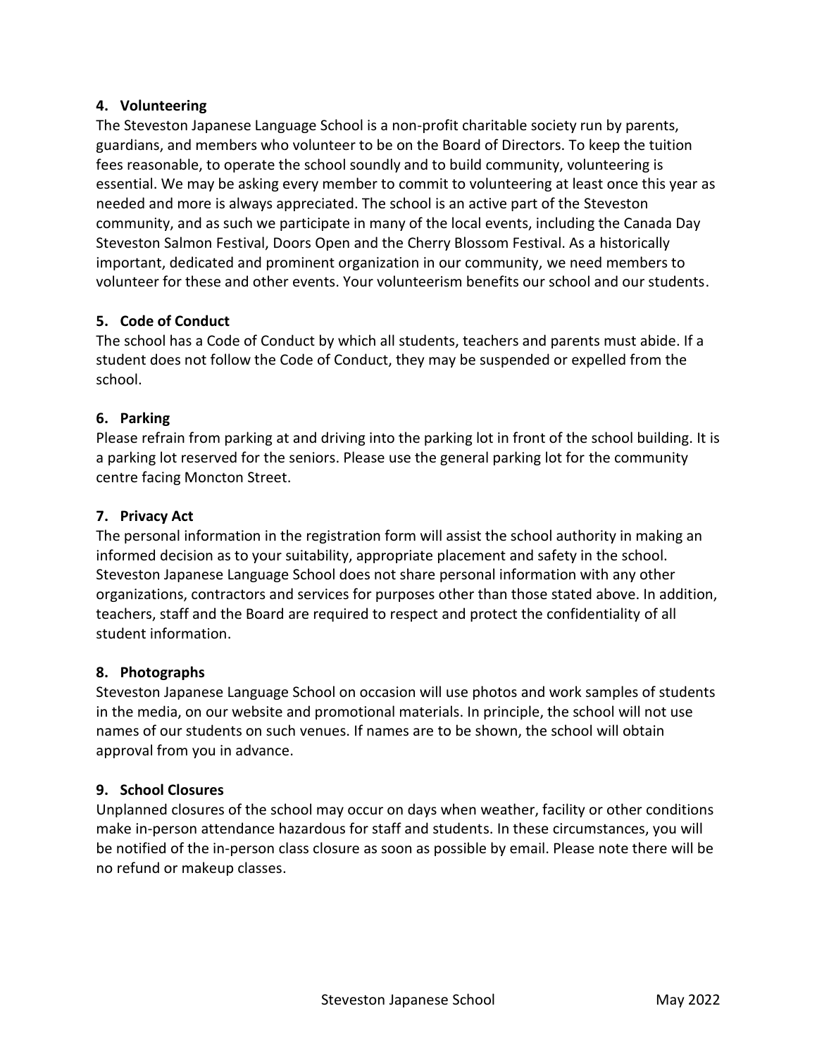**4. Volunteering**

The Steveston Japanese Language School is a non-profit charitable society run by parents, guardians, and members who volunteer to be on the Board of Directors. To keep the tuition fees reasonable, to operate the school soundly and to build community, volunteering is essential. We may be asking every member to commit to volunteering at least once this year as needed and more is always appreciated. The school is an active part of the Steveston community, and as such we participate in many of the local events, including the Canada Day Steveston Salmon Festival, Doors Open and the Cherry Blossom Festival. As a historically important, dedicated and prominent organization in our community, we need members to volunteer for these and other events. Your volunteerism benefits our school and our students.

**5. Code of Conduct**

The school has a Code of Conduct by which all students, teachers and parents must abide. If a student does not follow the Code of Conduct, they may be suspended or expelled from the school.

**6. Parking**

Please refrain from parking at and driving into the parking lot in front of the school building. It is a parking lot reserved for the seniors. Please use the general parking lot for the community centre facing Moncton Street.

**7. Privacy Act**

The personal information in the registration form will assist the school authority in making an informed decision as to your suitability, appropriate placement and safety in the school. Steveston Japanese Language School does not share personal information with any other organizations, contractors and services for purposes other than those stated above. In addition, teachers, staff and the Board are required to respect and protect the confidentiality of all student information.

**8. Photographs**

Steveston Japanese Language School on occasion will use photos and work samples of students in the media, on our website and promotional materials. In principle, the school will not use names of our students on such venues. If names are to be shown, the school will obtain approval from you in advance.

**9. School Closures**

Unplanned closures of the school may occur on days when weather, facility or other conditions make in-person attendance hazardous for staff and students. In these circumstances, you will be notified of the in-person class closure as soon as possible by email. Please note there will be no refund or makeup classes.